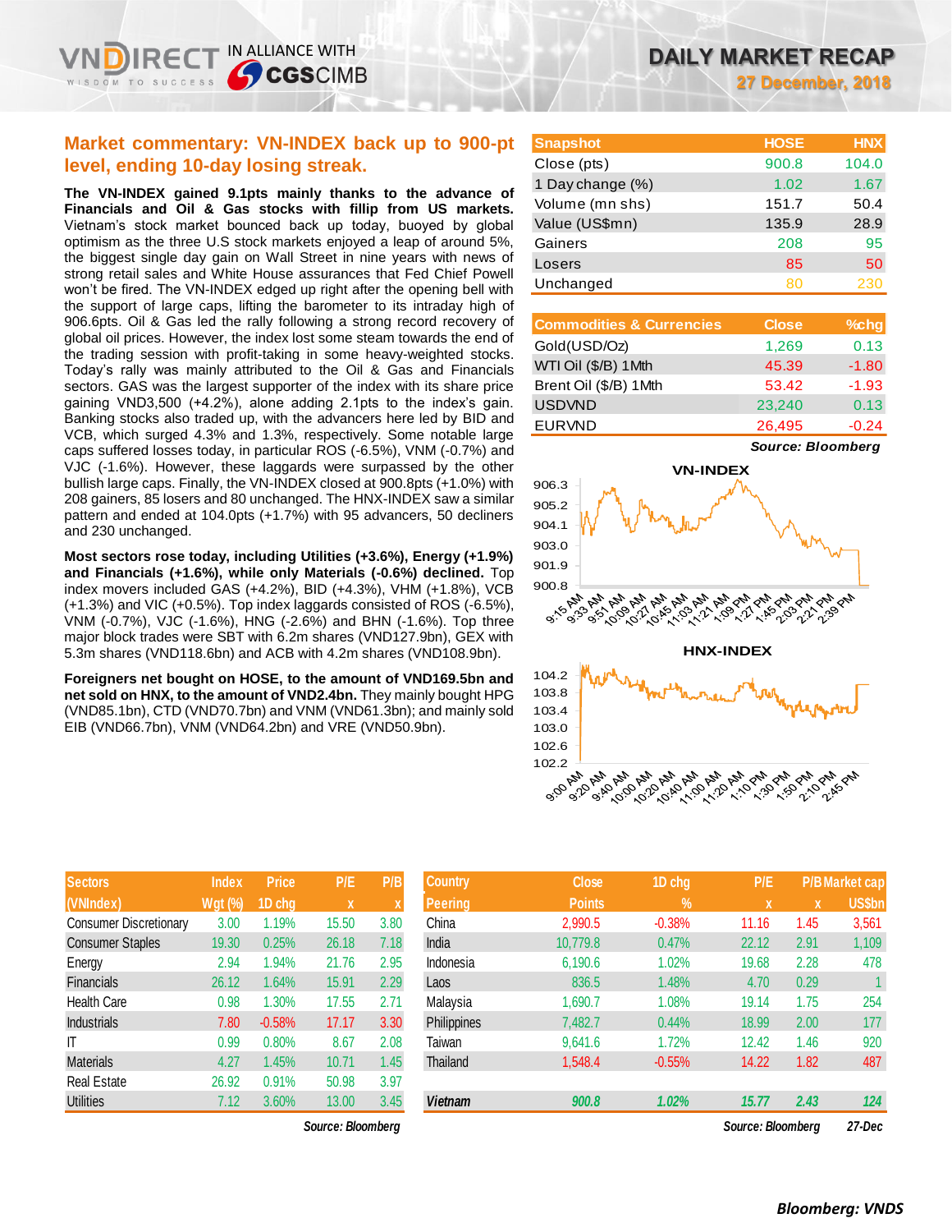# DAILY MARKET RECAP

**27 December, 2018**

## Market commentary: VN-INDEX back up to 900-pt level, ending 10-day losing streak.

**The VN-INDEX gained 9.1pts mainly thanks to the advance of Financials and Oil & Gas stocks with fillip from US markets.** Vietnam's stock market bounced back up today, buoyed by global optimism as the three U.S stock markets enjoyed a leap of around 5%, the biggest single day gain on Wall Street in nine years with news of strong retail sales and White House assurances that Fed Chief Powell won't be fired. The VN-INDEX edged up right after the opening bell with the support of large caps, lifting the barometer to its intraday high of 906.6pts. Oil & Gas led the rally following a strong record recovery of global oil prices. However, the index lost some steam towards the end of the trading session with profit-taking in some heavy-weighted stocks. Today's rally was mainly attributed to the Oil & Gas and Financials sectors. GAS was the largest supporter of the index with its share price gaining VND3,500 (+4.2%), alone adding 2.1pts to the index's gain. Banking stocks also traded up, with the advancers here led by BID and VCB, which surged 4.3% and 1.3%, respectively. Some notable large caps suffered losses today, in particular ROS (-6.5%), VNM (-0.7%) and VJC (-1.6%). However, these laggards were surpassed by the other bullish large caps. Finally, the VN-INDEX closed at 900.8pts (+1.0%) with 208 gainers, 85 losers and 80 unchanged. The HNX-INDEX saw a similar pattern and ended at 104.0pts (+1.7%) with 95 advancers, 50 decliners and 230 unchanged.

**Most sectors rose today, including Utilities (+3.6%), Energy (+1.9%) and Financials (+1.6%), while only Materials (-0.6%) declined.** Top index movers included GAS (+4.2%), BID (+4.3%), VHM (+1.8%), VCB (+1.3%) and VIC (+0.5%). Top index laggards consisted of ROS (-6.5%), VNM (-0.7%), VJC (-1.6%), HNG (-2.6%) and BHN (-1.6%). Top three major block trades were SBT with 6.2m shares (VND127.9bn), GEX with 5.3m shares (VND118.6bn) and ACB with 4.2m shares (VND108.9bn).

**Foreigners net bought on HOSE, to the amount of VND169.5bn and net sold on HNX, to the amount of VND2.4bn.** They mainly bought HPG (VND85.1bn), CTD (VND70.7bn) and VNM (VND61.3bn); and mainly sold EIB (VND66.7bn), VNM (VND64.2bn) and VRE (VND50.9bn).

| Snapshot | HOSE | HNX |
|---|---|---|
| Close (pts) | 900.8 | 104.0 |
| 1 Day change (%) | 1.02 | 1.67 |
| Volume (mn shs) | 151.7 | 50.4 |
| Value (US$mn) | 135.9 | 28.9 |
| Gainers | 208 | 95 |
| Losers | 85 | 50 |
| Unchanged | 80 | 230 |

| Commodities & Currencies | Close | %chg |
|---|---|---|
| Gold(USD/Oz) | 1,269 | 0.13 |
| WTI Oil ($/B) 1Mth | 45.39 | -1.80 |
| Brent Oil ($/B) 1Mth | 53.42 | -1.93 |
| USDVND | 23,240 | 0.13 |
| EURVND | 26,495 | -0.24 |

*Source: Bloomberg*

| Sectors (VNIndex) | Index Wgt (%) | Price 1D chg | P/E x | P/B x |
|---|---|---|---|---|
| Consumer Discretionary | 3.00 | 1.19% | 15.50 | 3.80 |
| Consumer Staples | 19.30 | 0.25% | 26.18 | 7.18 |
| Energy | 2.94 | 1.94% | 21.76 | 2.95 |
| Financials | 26.12 | 1.64% | 15.91 | 2.29 |
| Health Care | 0.98 | 1.30% | 17.55 | 2.71 |
| Industrials | 7.80 | -0.58% | 17.17 | 3.30 |
| IT | 0.99 | 0.80% | 8.67 | 2.08 |
| Materials | 4.27 | 1.45% | 10.71 | 1.45 |
| Real Estate | 26.92 | 0.91% | 50.98 | 3.97 |
| Utilities | 7.12 | 3.60% | 13.00 | 3.45 |

*Source: Bloomberg*

| Country Peering | Close Points | 1D chg % | P/E x | P/B x | Market cap US$bn |
|---|---|---|---|---|---|
| China | 2,990.5 | -0.38% | 11.16 | 1.45 | 3,561 |
| India | 10,779.8 | 0.47% | 22.12 | 2.91 | 1,109 |
| Indonesia | 6,190.6 | 1.02% | 19.68 | 2.28 | 478 |
| Laos | 836.5 | 1.48% | 4.70 | 0.29 | 1 |
| Malaysia | 1,690.7 | 1.08% | 19.14 | 1.75 | 254 |
| Philippines | 7,482.7 | 0.44% | 18.99 | 2.00 | 177 |
| Taiwan | 9,641.6 | 1.72% | 12.42 | 1.46 | 920 |
| Thailand | 1,548.4 | -0.55% | 14.22 | 1.82 | 487 |
| ***Vietnam*** | ***900.8*** | ***1.02%*** | ***15.77*** | ***2.43*** | ***124*** |

*Source: Bloomberg* *27-Dec*

***Bloomberg: VNDS***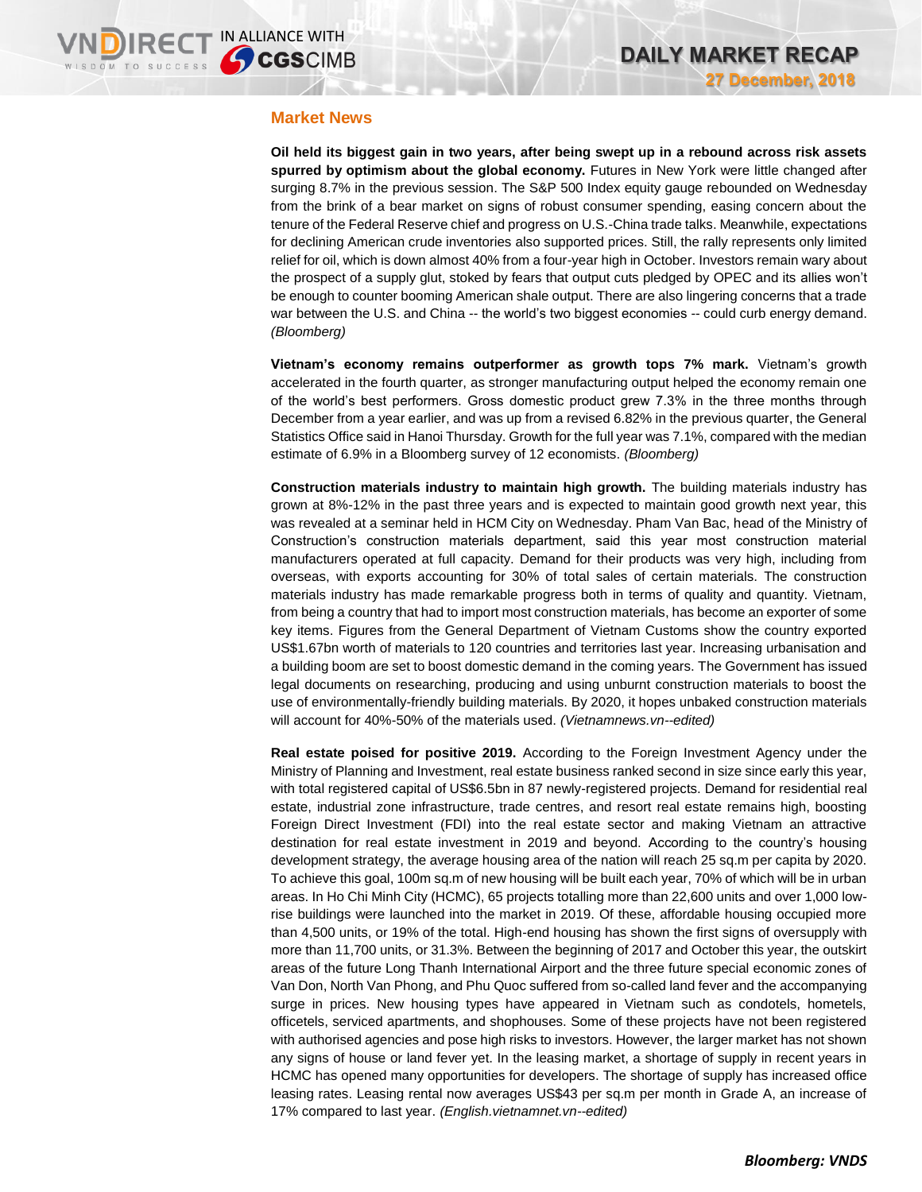## Market News

**Oil held its biggest gain in two years, after being swept up in a rebound across risk assets spurred by optimism about the global economy.** Futures in New York were little changed after surging 8.7% in the previous session. The S&P 500 Index equity gauge rebounded on Wednesday from the brink of a bear market on signs of robust consumer spending, easing concern about the tenure of the Federal Reserve chief and progress on U.S.-China trade talks. Meanwhile, expectations for declining American crude inventories also supported prices. Still, the rally represents only limited relief for oil, which is down almost 40% from a four-year high in October. Investors remain wary about the prospect of a supply glut, stoked by fears that output cuts pledged by OPEC and its allies won't be enough to counter booming American shale output. There are also lingering concerns that a trade war between the U.S. and China -- the world's two biggest economies -- could curb energy demand. *(Bloomberg)*

**Vietnam's economy remains outperformer as growth tops 7% mark.** Vietnam's growth accelerated in the fourth quarter, as stronger manufacturing output helped the economy remain one of the world's best performers. Gross domestic product grew 7.3% in the three months through December from a year earlier, and was up from a revised 6.82% in the previous quarter, the General Statistics Office said in Hanoi Thursday. Growth for the full year was 7.1%, compared with the median estimate of 6.9% in a Bloomberg survey of 12 economists. *(Bloomberg)*

**Construction materials industry to maintain high growth.** The building materials industry has grown at 8%-12% in the past three years and is expected to maintain good growth next year, this was revealed at a seminar held in HCM City on Wednesday. Pham Van Bac, head of the Ministry of Construction's construction materials department, said this year most construction material manufacturers operated at full capacity. Demand for their products was very high, including from overseas, with exports accounting for 30% of total sales of certain materials. The construction materials industry has made remarkable progress both in terms of quality and quantity. Vietnam, from being a country that had to import most construction materials, has become an exporter of some key items. Figures from the General Department of Vietnam Customs show the country exported US$1.67bn worth of materials to 120 countries and territories last year. Increasing urbanisation and a building boom are set to boost domestic demand in the coming years. The Government has issued legal documents on researching, producing and using unburnt construction materials to boost the use of environmentally-friendly building materials. By 2020, it hopes unbaked construction materials will account for 40%-50% of the materials used. *(Vietnamnews.vn--edited)*

**Real estate poised for positive 2019.** According to the Foreign Investment Agency under the Ministry of Planning and Investment, real estate business ranked second in size since early this year, with total registered capital of US$6.5bn in 87 newly-registered projects. Demand for residential real estate, industrial zone infrastructure, trade centres, and resort real estate remains high, boosting Foreign Direct Investment (FDI) into the real estate sector and making Vietnam an attractive destination for real estate investment in 2019 and beyond. According to the country's housing development strategy, the average housing area of the nation will reach 25 sq.m per capita by 2020. To achieve this goal, 100m sq.m of new housing will be built each year, 70% of which will be in urban areas. In Ho Chi Minh City (HCMC), 65 projects totalling more than 22,600 units and over 1,000 low-rise buildings were launched into the market in 2019. Of these, affordable housing occupied more than 4,500 units, or 19% of the total. High-end housing has shown the first signs of oversupply with more than 11,700 units, or 31.3%. Between the beginning of 2017 and October this year, the outskirt areas of the future Long Thanh International Airport and the three future special economic zones of Van Don, North Van Phong, and Phu Quoc suffered from so-called land fever and the accompanying surge in prices. New housing types have appeared in Vietnam such as condotels, hometels, officetels, serviced apartments, and shophouses. Some of these projects have not been registered with authorised agencies and pose high risks to investors. However, the larger market has not shown any signs of house or land fever yet. In the leasing market, a shortage of supply in recent years in HCMC has opened many opportunities for developers. The shortage of supply has increased office leasing rates. Leasing rental now averages US$43 per sq.m per month in Grade A, an increase of 17% compared to last year. *(English.vietnamnet.vn--edited)*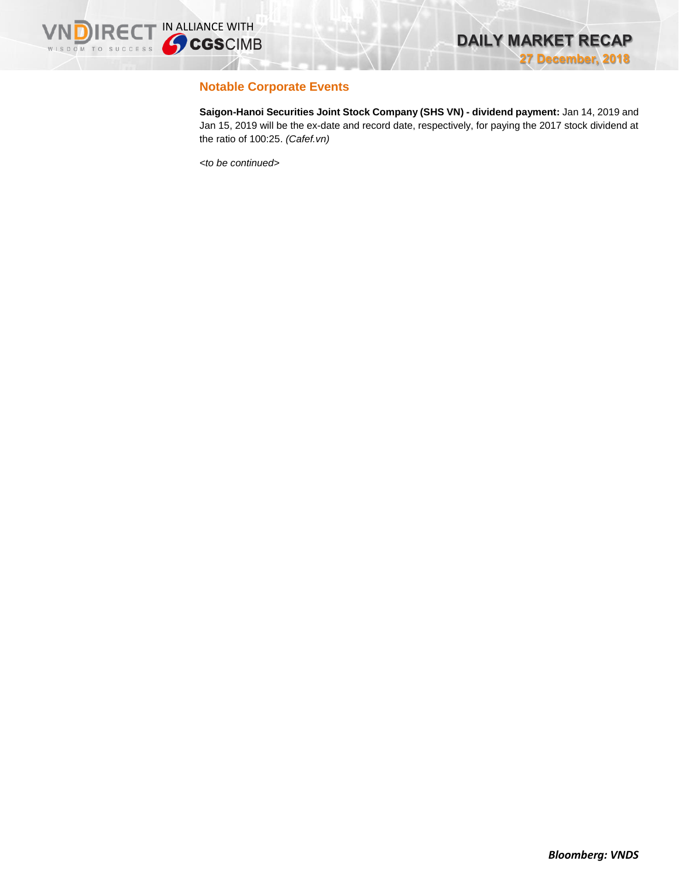## Notable Corporate Events

**Saigon-Hanoi Securities Joint Stock Company (SHS VN) - dividend payment:** Jan 14, 2019 and Jan 15, 2019 will be the ex-date and record date, respectively, for paying the 2017 stock dividend at the ratio of 100:25. *(Cafef.vn)*

*<to be continued>*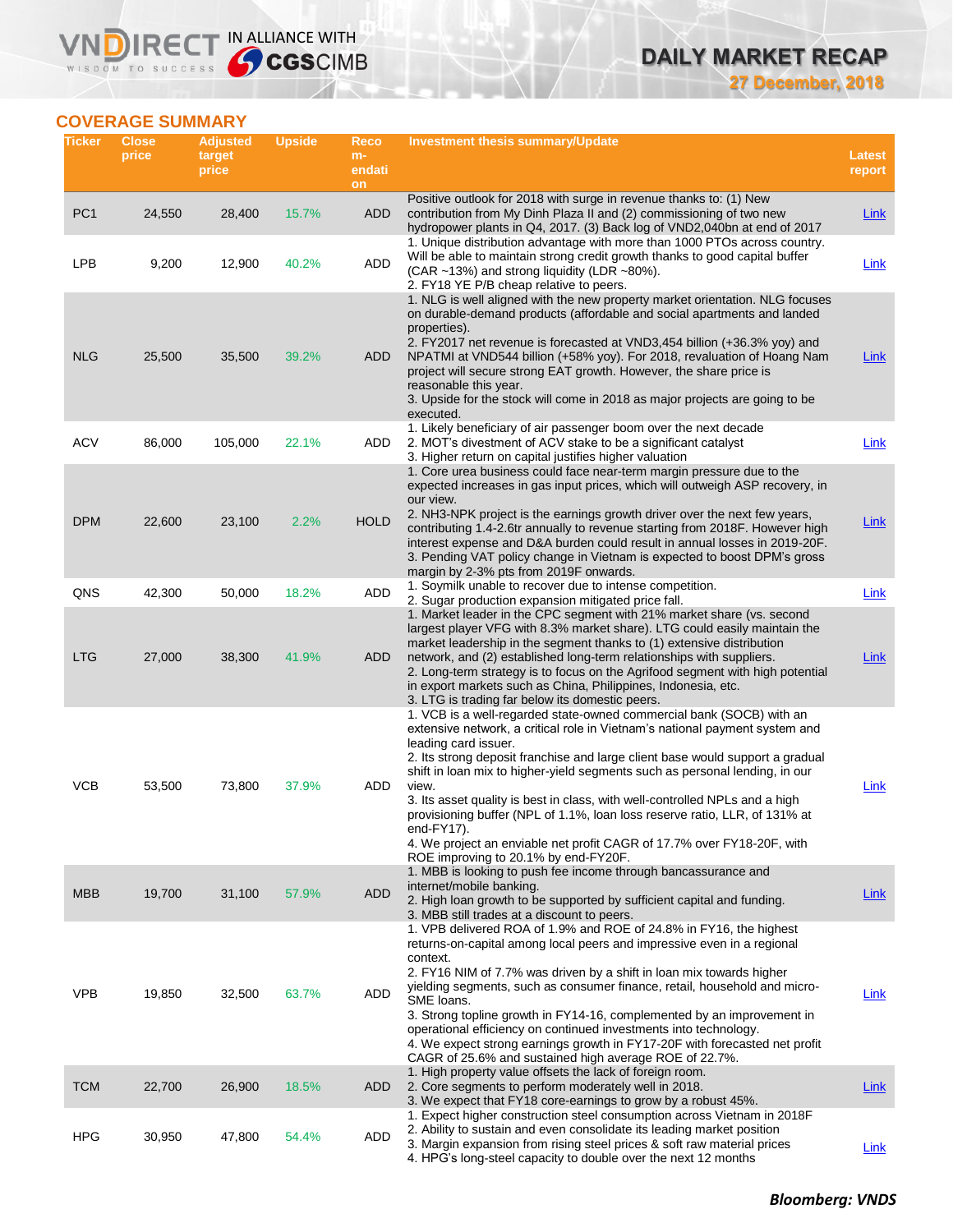# COVERAGE SUMMARY

| Ticker | Close price | Adjusted target price | Upside | Recommendation | Investment thesis summary/Update | Latest report |
|---|---|---|---|---|---|---|
| PC1 | 24,550 | 28,400 | 15.7% | ADD | Positive outlook for 2018 with surge in revenue thanks to: (1) New contribution from My Dinh Plaza II and (2) commissioning of two new hydropower plants in Q4, 2017. (3) Back log of VND2,040bn at end of 2017 | Link |
| LPB | 9,200 | 12,900 | 40.2% | ADD | 1. Unique distribution advantage with more than 1000 PTOs across country. Will be able to maintain strong credit growth thanks to good capital buffer (CAR ~13%) and strong liquidity (LDR ~80%).<br>2. FY18 YE P/B cheap relative to peers. | Link |
| NLG | 25,500 | 35,500 | 39.2% | ADD | 1. NLG is well aligned with the new property market orientation. NLG focuses on durable-demand products (affordable and social apartments and landed properties).<br>2. FY2017 net revenue is forecasted at VND3,454 billion (+36.3% yoy) and NPATMI at VND544 billion (+58% yoy). For 2018, revaluation of Hoang Nam project will secure strong EAT growth. However, the share price is reasonable this year.<br>3. Upside for the stock will come in 2018 as major projects are going to be executed. | Link |
| ACV | 86,000 | 105,000 | 22.1% | ADD | 1. Likely beneficiary of air passenger boom over the next decade<br>2. MOT's divestment of ACV stake to be a significant catalyst<br>3. Higher return on capital justifies higher valuation | Link |
| DPM | 22,600 | 23,100 | 2.2% | HOLD | 1. Core urea business could face near-term margin pressure due to the expected increases in gas input prices, which will outweigh ASP recovery, in our view.<br>2. NH3-NPK project is the earnings growth driver over the next few years, contributing 1.4-2.6tr annually to revenue starting from 2018F. However high interest expense and D&A burden could result in annual losses in 2019-20F.<br>3. Pending VAT policy change in Vietnam is expected to boost DPM's gross margin by 2-3% pts from 2019F onwards. | Link |
| QNS | 42,300 | 50,000 | 18.2% | ADD | 1. Soymilk unable to recover due to intense competition.<br>2. Sugar production expansion mitigated price fall. | Link |
| LTG | 27,000 | 38,300 | 41.9% | ADD | 1. Market leader in the CPC segment with 21% market share (vs. second largest player VFG with 8.3% market share). LTG could easily maintain the market leadership in the segment thanks to (1) extensive distribution network, and (2) established long-term relationships with suppliers.<br>2. Long-term strategy is to focus on the Agrifood segment with high potential in export markets such as China, Philippines, Indonesia, etc.<br>3. LTG is trading far below its domestic peers. | Link |
| VCB | 53,500 | 73,800 | 37.9% | ADD | 1. VCB is a well-regarded state-owned commercial bank (SOCB) with an extensive network, a critical role in Vietnam's national payment system and leading card issuer.<br>2. Its strong deposit franchise and large client base would support a gradual shift in loan mix to higher-yield segments such as personal lending, in our view.<br>3. Its asset quality is best in class, with well-controlled NPLs and a high provisioning buffer (NPL of 1.1%, loan loss reserve ratio, LLR, of 131% at end-FY17).<br>4. We project an enviable net profit CAGR of 17.7% over FY18-20F, with ROE improving to 20.1% by end-FY20F. | Link |
| MBB | 19,700 | 31,100 | 57.9% | ADD | 1. MBB is looking to push fee income through bancassurance and internet/mobile banking.<br>2. High loan growth to be supported by sufficient capital and funding.<br>3. MBB still trades at a discount to peers. | Link |
| VPB | 19,850 | 32,500 | 63.7% | ADD | 1. VPB delivered ROA of 1.9% and ROE of 24.8% in FY16, the highest returns-on-capital among local peers and impressive even in a regional context.<br>2. FY16 NIM of 7.7% was driven by a shift in loan mix towards higher yielding segments, such as consumer finance, retail, household and micro-SME loans.<br>3. Strong topline growth in FY14-16, complemented by an improvement in operational efficiency on continued investments into technology.<br>4. We expect strong earnings growth in FY17-20F with forecasted net profit CAGR of 25.6% and sustained high average ROE of 22.7%. | Link |
| TCM | 22,700 | 26,900 | 18.5% | ADD | 1. High property value offsets the lack of foreign room.<br>2. Core segments to perform moderately well in 2018.<br>3. We expect that FY18 core-earnings to grow by a robust 45%. | Link |
| HPG | 30,950 | 47,800 | 54.4% | ADD | 1. Expect higher construction steel consumption across Vietnam in 2018F<br>2. Ability to sustain and even consolidate its leading market position<br>3. Margin expansion from rising steel prices & soft raw material prices<br>4. HPG's long-steel capacity to double over the next 12 months | Link |

***Bloomberg: VNDS***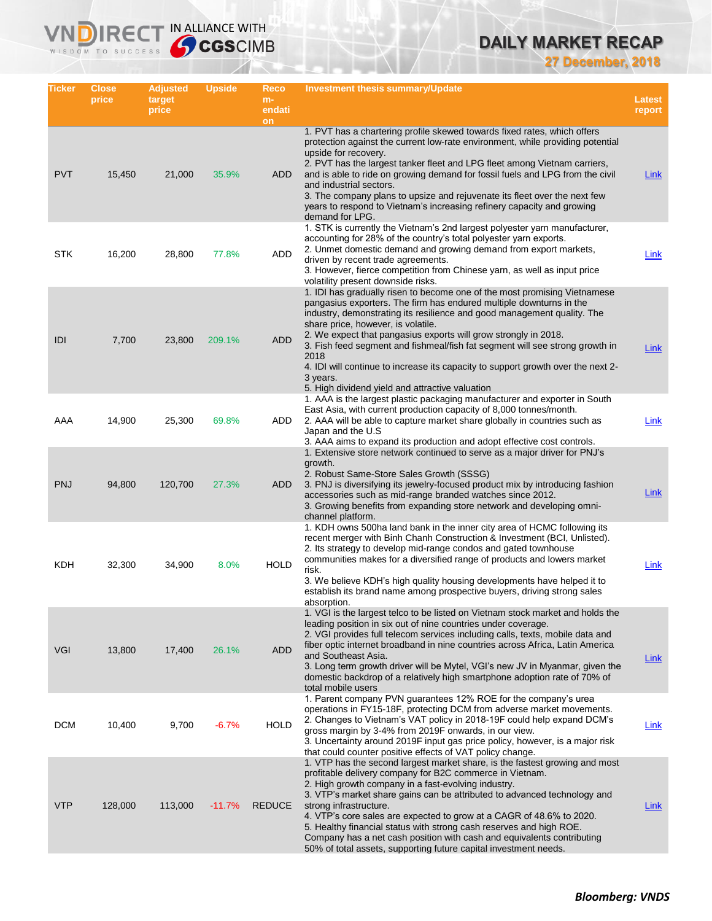| Ticker | Close price | Adjusted target price | Upside | Recommendation | Investment thesis summary/Update | Latest report |
|---|---|---|---|---|---|---|
| PVT | 15,450 | 21,000 | 35.9% | ADD | 1. PVT has a chartering profile skewed towards fixed rates, which offers protection against the current low-rate environment, while providing potential upside for recovery.<br>2. PVT has the largest tanker fleet and LPG fleet among Vietnam carriers, and is able to ride on growing demand for fossil fuels and LPG from the civil and industrial sectors.<br>3. The company plans to upsize and rejuvenate its fleet over the next few years to respond to Vietnam's increasing refinery capacity and growing demand for LPG. | Link |
| STK | 16,200 | 28,800 | 77.8% | ADD | 1. STK is currently the Vietnam's 2nd largest polyester yarn manufacturer, accounting for 28% of the country's total polyester yarn exports.<br>2. Unmet domestic demand and growing demand from export markets, driven by recent trade agreements.<br>3. However, fierce competition from Chinese yarn, as well as input price volatility present downside risks. | Link |
| IDI | 7,700 | 23,800 | 209.1% | ADD | 1. IDI has gradually risen to become one of the most promising Vietnamese pangasius exporters. The firm has endured multiple downturns in the industry, demonstrating its resilience and good management quality. The share price, however, is volatile.<br>2. We expect that pangasius exports will grow strongly in 2018.<br>3. Fish feed segment and fishmeal/fish fat segment will see strong growth in 2018<br>4. IDI will continue to increase its capacity to support growth over the next 2-3 years.<br>5. High dividend yield and attractive valuation | Link |
| AAA | 14,900 | 25,300 | 69.8% | ADD | 1. AAA is the largest plastic packaging manufacturer and exporter in South East Asia, with current production capacity of 8,000 tonnes/month.<br>2. AAA will be able to capture market share globally in countries such as Japan and the U.S<br>3. AAA aims to expand its production and adopt effective cost controls. | Link |
| PNJ | 94,800 | 120,700 | 27.3% | ADD | 1. Extensive store network continued to serve as a major driver for PNJ's growth.<br>2. Robust Same-Store Sales Growth (SSSG)<br>3. PNJ is diversifying its jewelry-focused product mix by introducing fashion accessories such as mid-range branded watches since 2012.<br>3. Growing benefits from expanding store network and developing omni-channel platform. | Link |
| KDH | 32,300 | 34,900 | 8.0% | HOLD | 1. KDH owns 500ha land bank in the inner city area of HCMC following its recent merger with Binh Chanh Construction & Investment (BCI, Unlisted).<br>2. Its strategy to develop mid-range condos and gated townhouse communities makes for a diversified range of products and lowers market risk.<br>3. We believe KDH's high quality housing developments have helped it to establish its brand name among prospective buyers, driving strong sales absorption. | Link |
| VGI | 13,800 | 17,400 | 26.1% | ADD | 1. VGI is the largest telco to be listed on Vietnam stock market and holds the leading position in six out of nine countries under coverage.<br>2. VGI provides full telecom services including calls, texts, mobile data and fiber optic internet broadband in nine countries across Africa, Latin America and Southeast Asia.<br>3. Long term growth driver will be Mytel, VGI's new JV in Myanmar, given the domestic backdrop of a relatively high smartphone adoption rate of 70% of total mobile users | Link |
| DCM | 10,400 | 9,700 | -6.7% | HOLD | 1. Parent company PVN guarantees 12% ROE for the company's urea operations in FY15-18F, protecting DCM from adverse market movements.<br>2. Changes to Vietnam's VAT policy in 2018-19F could help expand DCM's gross margin by 3-4% from 2019F onwards, in our view.<br>3. Uncertainty around 2019F input gas price policy, however, is a major risk that could counter positive effects of VAT policy change. | Link |
| VTP | 128,000 | 113,000 | -11.7% | REDUCE | 1. VTP has the second largest market share, is the fastest growing and most profitable delivery company for B2C commerce in Vietnam.<br>2. High growth company in a fast-evolving industry.<br>3. VTP's market share gains can be attributed to advanced technology and strong infrastructure.<br>4. VTP's core sales are expected to grow at a CAGR of 48.6% to 2020.<br>5. Healthy financial status with strong cash reserves and high ROE. Company has a net cash position with cash and equivalents contributing 50% of total assets, supporting future capital investment needs. | Link |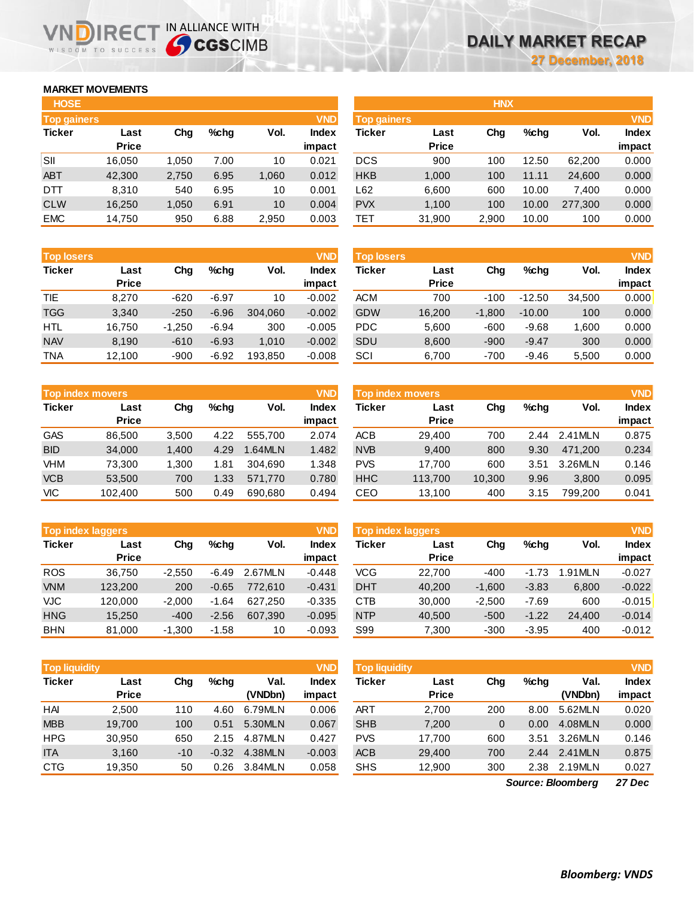# DAILY MARKET RECAP

27 December, 2018

## MARKET MOVEMENTS

### HOSE

**Top gainers** (VND)

| Ticker | Last Price | Chg | %chg | Vol. | Index impact |
|---|---|---|---|---|---|
| SII | 16,050 | 1,050 | 7.00 | 10 | 0.021 |
| ABT | 42,300 | 2,750 | 6.95 | 1,060 | 0.012 |
| DTT | 8,310 | 540 | 6.95 | 10 | 0.001 |
| CLW | 16,250 | 1,050 | 6.91 | 10 | 0.004 |
| EMC | 14,750 | 950 | 6.88 | 2,950 | 0.003 |

**Top losers** (VND)

| Ticker | Last Price | Chg | %chg | Vol. | Index impact |
|---|---|---|---|---|---|
| TIE | 8,270 | -620 | -6.97 | 10 | -0.002 |
| TGG | 3,340 | -250 | -6.96 | 304,060 | -0.002 |
| HTL | 16,750 | -1,250 | -6.94 | 300 | -0.005 |
| NAV | 8,190 | -610 | -6.93 | 1,010 | -0.002 |
| TNA | 12,100 | -900 | -6.92 | 193,850 | -0.008 |

**Top index movers** (VND)

| Ticker | Last Price | Chg | %chg | Vol. | Index impact |
|---|---|---|---|---|---|
| GAS | 86,500 | 3,500 | 4.22 | 555,700 | 2.074 |
| BID | 34,000 | 1,400 | 4.29 | 1.64MLN | 1.482 |
| VHM | 73,300 | 1,300 | 1.81 | 304,690 | 1.348 |
| VCB | 53,500 | 700 | 1.33 | 571,770 | 0.780 |
| VIC | 102,400 | 500 | 0.49 | 690,680 | 0.494 |

**Top index laggers** (VND)

| Ticker | Last Price | Chg | %chg | Vol. | Index impact |
|---|---|---|---|---|---|
| ROS | 36,750 | -2,550 | -6.49 | 2.67MLN | -0.448 |
| VNM | 123,200 | 200 | -0.65 | 772,610 | -0.431 |
| VJC | 120,000 | -2,000 | -1.64 | 627,250 | -0.335 |
| HNG | 15,250 | -400 | -2.56 | 607,390 | -0.095 |
| BHN | 81,000 | -1,300 | -1.58 | 10 | -0.093 |

**Top liquidity** (VND)

| Ticker | Last Price | Chg | %chg | Val. (VNDbn) | Index impact |
|---|---|---|---|---|---|
| HAI | 2,500 | 110 | 4.60 | 6.79MLN | 0.006 |
| MBB | 19,700 | 100 | 0.51 | 5.30MLN | 0.067 |
| HPG | 30,950 | 650 | 2.15 | 4.87MLN | 0.427 |
| ITA | 3,160 | -10 | -0.32 | 4.38MLN | -0.003 |
| CTG | 19,350 | 50 | 0.26 | 3.84MLN | 0.058 |

### HNX

**Top gainers** (VND)

| Ticker | Last Price | Chg | %chg | Vol. | Index impact |
|---|---|---|---|---|---|
| DCS | 900 | 100 | 12.50 | 62,200 | 0.000 |
| HKB | 1,000 | 100 | 11.11 | 24,600 | 0.000 |
| L62 | 6,600 | 600 | 10.00 | 7,400 | 0.000 |
| PVX | 1,100 | 100 | 10.00 | 277,300 | 0.000 |
| TET | 31,900 | 2,900 | 10.00 | 100 | 0.000 |

**Top losers** (VND)

| Ticker | Last Price | Chg | %chg | Vol. | Index impact |
|---|---|---|---|---|---|
| ACM | 700 | -100 | -12.50 | 34,500 | 0.000 |
| GDW | 16,200 | -1,800 | -10.00 | 100 | 0.000 |
| PDC | 5,600 | -600 | -9.68 | 1,600 | 0.000 |
| SDU | 8,600 | -900 | -9.47 | 300 | 0.000 |
| SCI | 6,700 | -700 | -9.46 | 5,500 | 0.000 |

**Top index movers** (VND)

| Ticker | Last Price | Chg | %chg | Vol. | Index impact |
|---|---|---|---|---|---|
| ACB | 29,400 | 700 | 2.44 | 2.41MLN | 0.875 |
| NVB | 9,400 | 800 | 9.30 | 471,200 | 0.234 |
| PVS | 17,700 | 600 | 3.51 | 3.26MLN | 0.146 |
| HHC | 113,700 | 10,300 | 9.96 | 3,800 | 0.095 |
| CEO | 13,100 | 400 | 3.15 | 799,200 | 0.041 |

**Top index laggers** (VND)

| Ticker | Last Price | Chg | %chg | Vol. | Index impact |
|---|---|---|---|---|---|
| VCG | 22,700 | -400 | -1.73 | 1.91MLN | -0.027 |
| DHT | 40,200 | -1,600 | -3.83 | 6,800 | -0.022 |
| CTB | 30,000 | -2,500 | -7.69 | 600 | -0.015 |
| NTP | 40,500 | -500 | -1.22 | 24,400 | -0.014 |
| S99 | 7,300 | -300 | -3.95 | 400 | -0.012 |

**Top liquidity** (VND)

| Ticker | Last Price | Chg | %chg | Val. (VNDbn) | Index impact |
|---|---|---|---|---|---|
| ART | 2,700 | 200 | 8.00 | 5.62MLN | 0.020 |
| SHB | 7,200 | 0 | 0.00 | 4.08MLN | 0.000 |
| PVS | 17,700 | 600 | 3.51 | 3.26MLN | 0.146 |
| ACB | 29,400 | 700 | 2.44 | 2.41MLN | 0.875 |
| SHS | 12,900 | 300 | 2.38 | 2.19MLN | 0.027 |

*Source: Bloomberg* *27 Dec*

***Bloomberg: VNDS***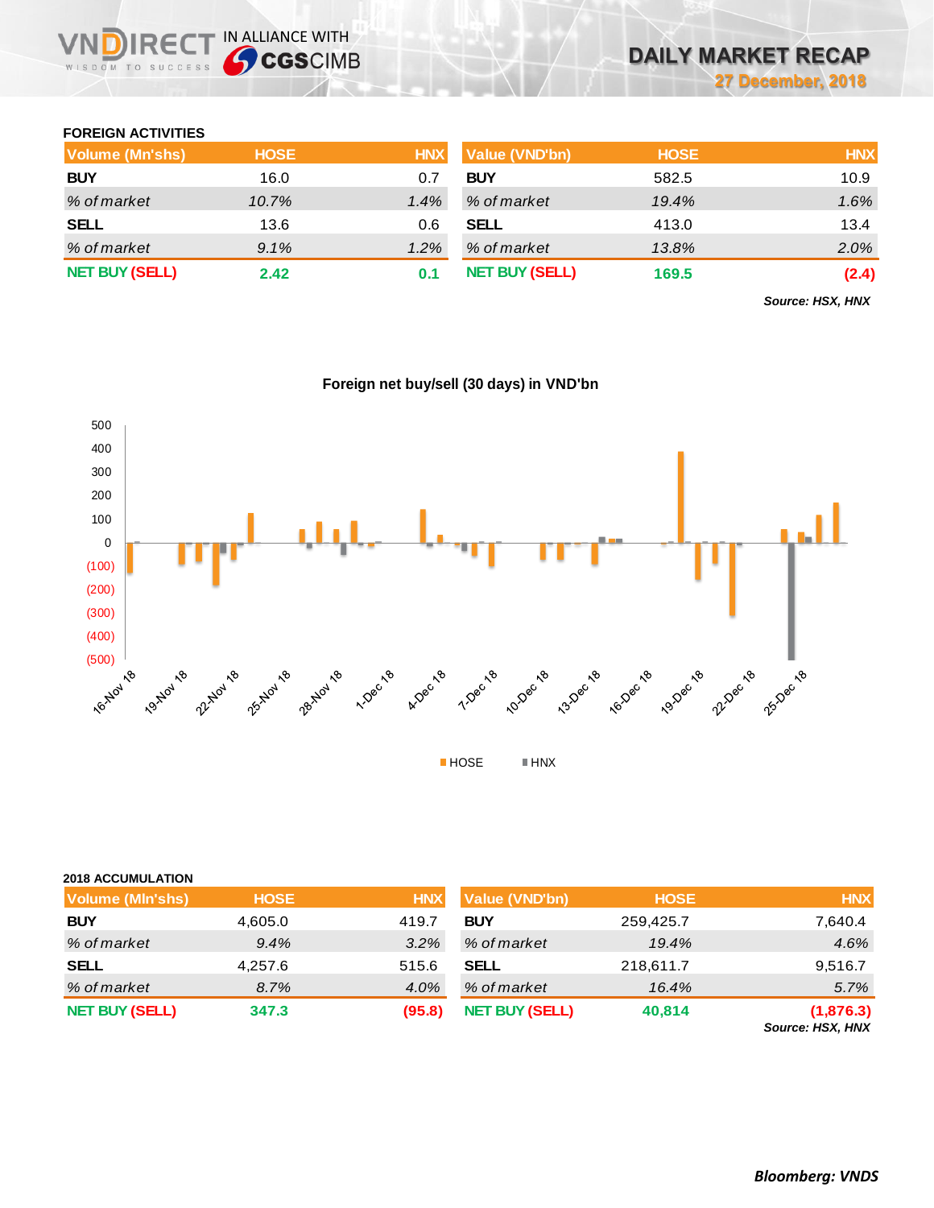# DAILY MARKET RECAP

**27 December, 2018**

### FOREIGN ACTIVITIES

| Volume (Mn'shs) | HOSE | HNX |
|---|---|---|
| **BUY** | 16.0 | 0.7 |
| *% of market* | *10.7%* | *1.4%* |
| **SELL** | 13.6 | 0.6 |
| *% of market* | *9.1%* | *1.2%* |
| **NET BUY (SELL)** | **2.42** | **0.1** |

| Value (VND'bn) | HOSE | HNX |
|---|---|---|
| **BUY** | 582.5 | 10.9 |
| *% of market* | *19.4%* | *1.6%* |
| **SELL** | 413.0 | 13.4 |
| *% of market* | *13.8%* | *2.0%* |
| **NET BUY (SELL)** | **169.5** | **(2.4)** |

***Source: HSX, HNX***

**Foreign net buy/sell (30 days) in VND'bn**

HOSE  HNX

### 2018 ACCUMULATION

| Volume (Mln'shs) | HOSE | HNX |
|---|---|---|
| **BUY** | 4,605.0 | 419.7 |
| *% of market* | *9.4%* | *3.2%* |
| **SELL** | 4,257.6 | 515.6 |
| *% of market* | *8.7%* | *4.0%* |
| **NET BUY (SELL)** | **347.3** | **(95.8)** |

| Value (VND'bn) | HOSE | HNX |
|---|---|---|
| **BUY** | 259,425.7 | 7,640.4 |
| *% of market* | *19.4%* | *4.6%* |
| **SELL** | 218,611.7 | 9,516.7 |
| *% of market* | *16.4%* | *5.7%* |
| **NET BUY (SELL)** | **40,814** | **(1,876.3)** |

***Source: HSX, HNX***

***Bloomberg: VNDS***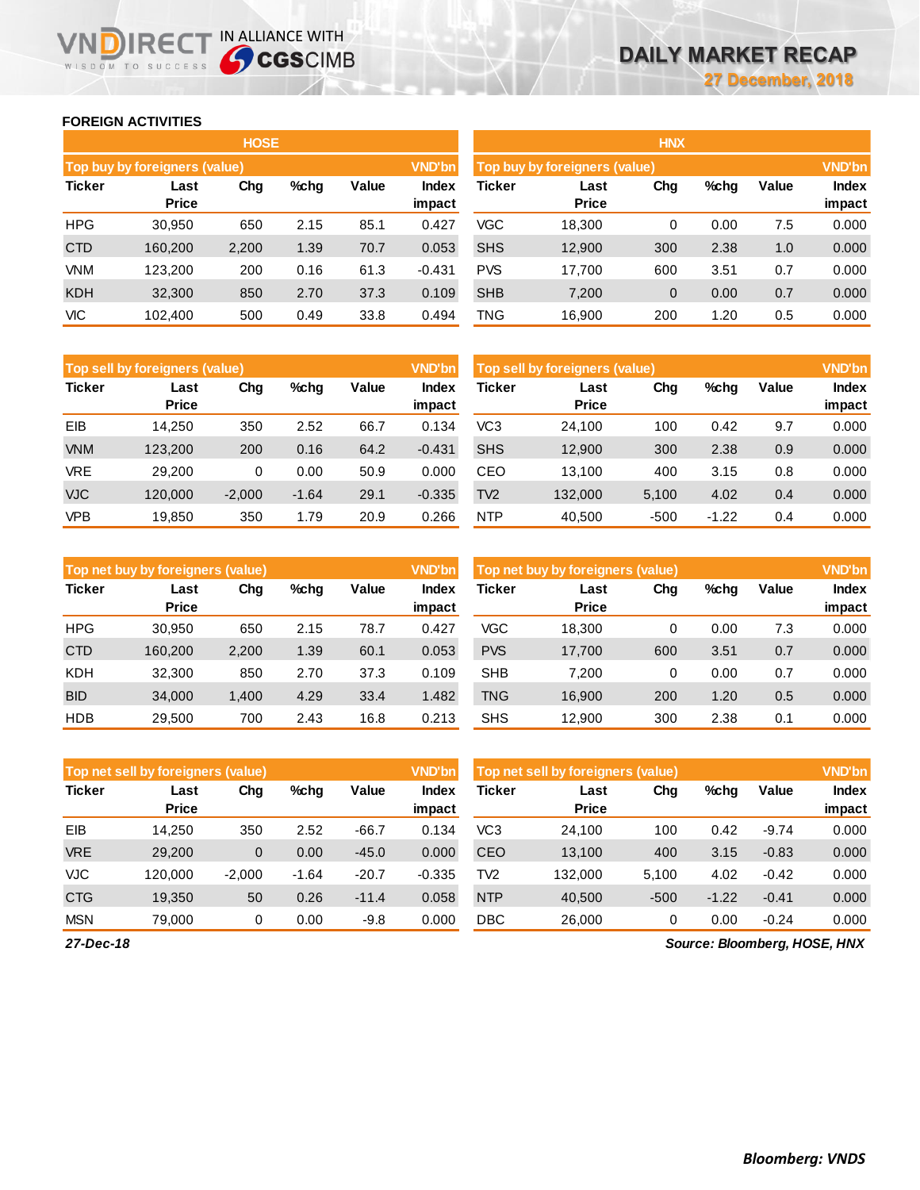# DAILY MARKET RECAP

27 December, 2018

## FOREIGN ACTIVITIES

### HOSE

| Top buy by foreigners (value) | | | | | VND'bn |
|---|---|---|---|---|---|
| **Ticker** | **Last Price** | **Chg** | **%chg** | **Value** | **Index impact** |
| HPG | 30,950 | 650 | 2.15 | 85.1 | 0.427 |
| CTD | 160,200 | 2,200 | 1.39 | 70.7 | 0.053 |
| VNM | 123,200 | 200 | 0.16 | 61.3 | -0.431 |
| KDH | 32,300 | 850 | 2.70 | 37.3 | 0.109 |
| VIC | 102,400 | 500 | 0.49 | 33.8 | 0.494 |

| Top sell by foreigners (value) | | | | | VND'bn |
|---|---|---|---|---|---|
| **Ticker** | **Last Price** | **Chg** | **%chg** | **Value** | **Index impact** |
| EIB | 14,250 | 350 | 2.52 | 66.7 | 0.134 |
| VNM | 123,200 | 200 | 0.16 | 64.2 | -0.431 |
| VRE | 29,200 | 0 | 0.00 | 50.9 | 0.000 |
| VJC | 120,000 | -2,000 | -1.64 | 29.1 | -0.335 |
| VPB | 19,850 | 350 | 1.79 | 20.9 | 0.266 |

| Top net buy by foreigners (value) | | | | | VND'bn |
|---|---|---|---|---|---|
| **Ticker** | **Last Price** | **Chg** | **%chg** | **Value** | **Index impact** |
| HPG | 30,950 | 650 | 2.15 | 78.7 | 0.427 |
| CTD | 160,200 | 2,200 | 1.39 | 60.1 | 0.053 |
| KDH | 32,300 | 850 | 2.70 | 37.3 | 0.109 |
| BID | 34,000 | 1,400 | 4.29 | 33.4 | 1.482 |
| HDB | 29,500 | 700 | 2.43 | 16.8 | 0.213 |

| Top net sell by foreigners (value) | | | | | VND'bn |
|---|---|---|---|---|---|
| **Ticker** | **Last Price** | **Chg** | **%chg** | **Value** | **Index impact** |
| EIB | 14,250 | 350 | 2.52 | -66.7 | 0.134 |
| VRE | 29,200 | 0 | 0.00 | -45.0 | 0.000 |
| VJC | 120,000 | -2,000 | -1.64 | -20.7 | -0.335 |
| CTG | 19,350 | 50 | 0.26 | -11.4 | 0.058 |
| MSN | 79,000 | 0 | 0.00 | -9.8 | 0.000 |

### HNX

| Top buy by foreigners (value) | | | | | VND'bn |
|---|---|---|---|---|---|
| **Ticker** | **Last Price** | **Chg** | **%chg** | **Value** | **Index impact** |
| VGC | 18,300 | 0 | 0.00 | 7.5 | 0.000 |
| SHS | 12,900 | 300 | 2.38 | 1.0 | 0.000 |
| PVS | 17,700 | 600 | 3.51 | 0.7 | 0.000 |
| SHB | 7,200 | 0 | 0.00 | 0.7 | 0.000 |
| TNG | 16,900 | 200 | 1.20 | 0.5 | 0.000 |

| Top sell by foreigners (value) | | | | | VND'bn |
|---|---|---|---|---|---|
| **Ticker** | **Last Price** | **Chg** | **%chg** | **Value** | **Index impact** |
| VC3 | 24,100 | 100 | 0.42 | 9.7 | 0.000 |
| SHS | 12,900 | 300 | 2.38 | 0.9 | 0.000 |
| CEO | 13,100 | 400 | 3.15 | 0.8 | 0.000 |
| TV2 | 132,000 | 5,100 | 4.02 | 0.4 | 0.000 |
| NTP | 40,500 | -500 | -1.22 | 0.4 | 0.000 |

| Top net buy by foreigners (value) | | | | | VND'bn |
|---|---|---|---|---|---|
| **Ticker** | **Last Price** | **Chg** | **%chg** | **Value** | **Index impact** |
| VGC | 18,300 | 0 | 0.00 | 7.3 | 0.000 |
| PVS | 17,700 | 600 | 3.51 | 0.7 | 0.000 |
| SHB | 7,200 | 0 | 0.00 | 0.7 | 0.000 |
| TNG | 16,900 | 200 | 1.20 | 0.5 | 0.000 |
| SHS | 12,900 | 300 | 2.38 | 0.1 | 0.000 |

| Top net sell by foreigners (value) | | | | | VND'bn |
|---|---|---|---|---|---|
| **Ticker** | **Last Price** | **Chg** | **%chg** | **Value** | **Index impact** |
| VC3 | 24,100 | 100 | 0.42 | -9.74 | 0.000 |
| CEO | 13,100 | 400 | 3.15 | -0.83 | 0.000 |
| TV2 | 132,000 | 5,100 | 4.02 | -0.42 | 0.000 |
| NTP | 40,500 | -500 | -1.22 | -0.41 | 0.000 |
| DBC | 26,000 | 0 | 0.00 | -0.24 | 0.000 |

*27-Dec-18*

*Source: Bloomberg, HOSE, HNX*

***Bloomberg: VNDS***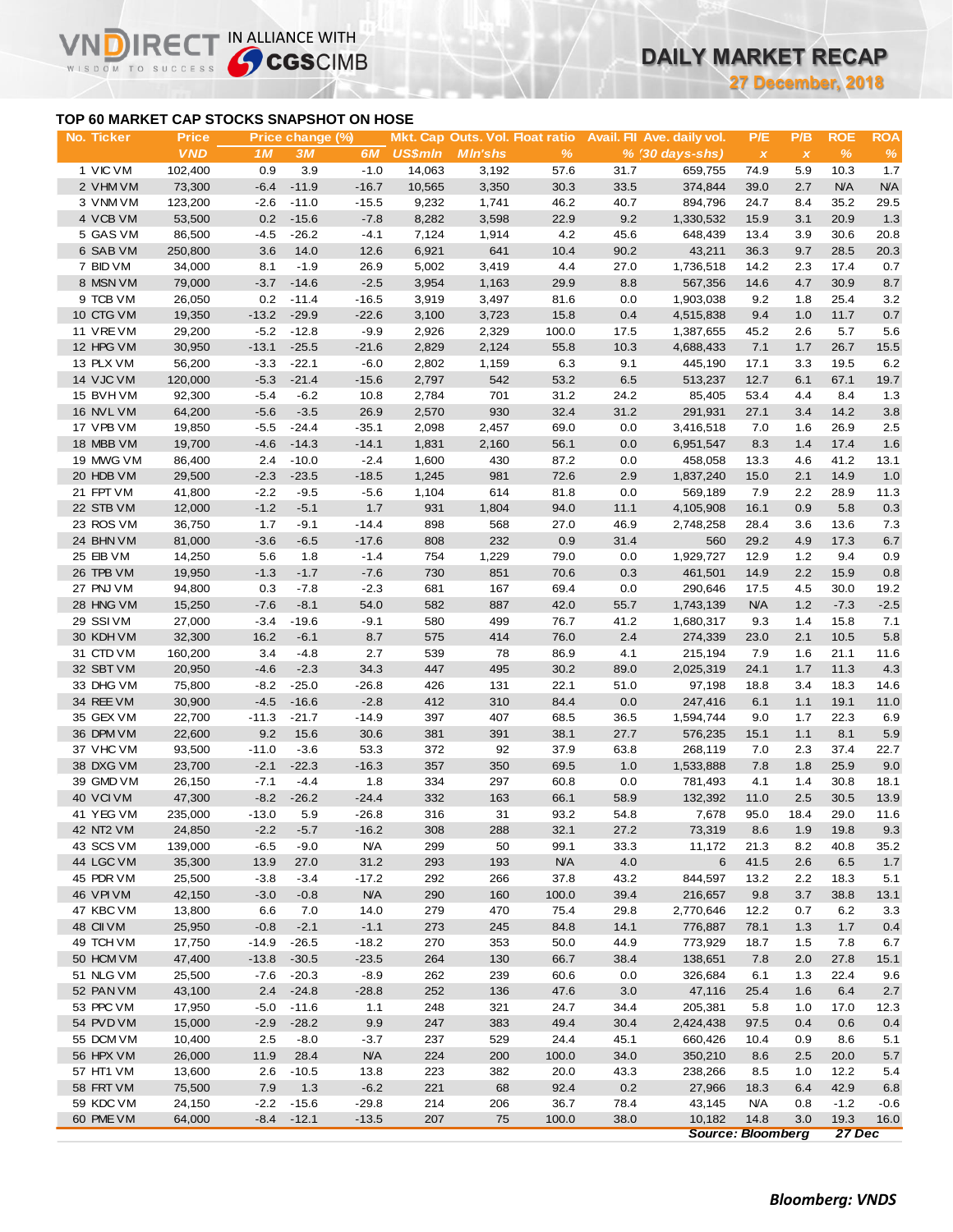# DAILY MARKET RECAP

**27 December, 2018**

## TOP 60 MARKET CAP STOCKS SNAPSHOT ON HOSE

| No. | Ticker | Price | Price change (%) | | | Mkt. Cap | Outs. Vol. | Float ratio | Avail. FII | Ave. daily vol. | P/E | P/B | ROE | ROA |
|---|---|---|---|---|---|---|---|---|---|---|---|---|---|---|
| | | VND | 1M | 3M | 6M | US$mln | Mln'shs | % | % | (30 days-shs) | x | x | % | % |
| 1 | VIC VM | 102,400 | 0.9 | 3.9 | -1.0 | 14,063 | 3,192 | 57.6 | 31.7 | 659,755 | 74.9 | 5.9 | 10.3 | 1.7 |
| 2 | VHM VM | 73,300 | -6.4 | -11.9 | -16.7 | 10,565 | 3,350 | 30.3 | 33.5 | 374,844 | 39.0 | 2.7 | N/A | N/A |
| 3 | VNM VM | 123,200 | -2.6 | -11.0 | -15.5 | 9,232 | 1,741 | 46.2 | 40.7 | 894,796 | 24.7 | 8.4 | 35.2 | 29.5 |
| 4 | VCB VM | 53,500 | 0.2 | -15.6 | -7.8 | 8,282 | 3,598 | 22.9 | 9.2 | 1,330,532 | 15.9 | 3.1 | 20.9 | 1.3 |
| 5 | GAS VM | 86,500 | -4.5 | -26.2 | -4.1 | 7,124 | 1,914 | 4.2 | 45.6 | 648,439 | 13.4 | 3.9 | 30.6 | 20.8 |
| 6 | SAB VM | 250,800 | 3.6 | 14.0 | 12.6 | 6,921 | 641 | 10.4 | 90.2 | 43,211 | 36.3 | 9.7 | 28.5 | 20.3 |
| 7 | BID VM | 34,000 | 8.1 | -1.9 | 26.9 | 5,002 | 3,419 | 4.4 | 27.0 | 1,736,518 | 14.2 | 2.3 | 17.4 | 0.7 |
| 8 | MSN VM | 79,000 | -3.7 | -14.6 | -2.5 | 3,954 | 1,163 | 29.9 | 8.8 | 567,356 | 14.6 | 4.7 | 30.9 | 8.7 |
| 9 | TCB VM | 26,050 | 0.2 | -11.4 | -16.5 | 3,919 | 3,497 | 81.6 | 0.0 | 1,903,038 | 9.2 | 1.8 | 25.4 | 3.2 |
| 10 | CTG VM | 19,350 | -13.2 | -29.9 | -22.6 | 3,100 | 3,723 | 15.8 | 0.4 | 4,515,838 | 9.4 | 1.0 | 11.7 | 0.7 |
| 11 | VRE VM | 29,200 | -5.2 | -12.8 | -9.9 | 2,926 | 2,329 | 100.0 | 17.5 | 1,387,655 | 45.2 | 2.6 | 5.7 | 5.6 |
| 12 | HPG VM | 30,950 | -13.1 | -25.5 | -21.6 | 2,829 | 2,124 | 55.8 | 10.3 | 4,688,433 | 7.1 | 1.7 | 26.7 | 15.5 |
| 13 | PLX VM | 56,200 | -3.3 | -22.1 | -6.0 | 2,802 | 1,159 | 6.3 | 9.1 | 445,190 | 17.1 | 3.3 | 19.5 | 6.2 |
| 14 | VJC VM | 120,000 | -5.3 | -21.4 | -15.6 | 2,797 | 542 | 53.2 | 6.5 | 513,237 | 12.7 | 6.1 | 67.1 | 19.7 |
| 15 | BVH VM | 92,300 | -5.4 | -6.2 | 10.8 | 2,784 | 701 | 31.2 | 24.2 | 85,405 | 53.4 | 4.4 | 8.4 | 1.3 |
| 16 | NVL VM | 64,200 | -5.6 | -3.5 | 26.9 | 2,570 | 930 | 32.4 | 31.2 | 291,931 | 27.1 | 3.4 | 14.2 | 3.8 |
| 17 | VPB VM | 19,850 | -5.5 | -24.4 | -35.1 | 2,098 | 2,457 | 69.0 | 0.0 | 3,416,518 | 7.0 | 1.6 | 26.9 | 2.5 |
| 18 | MBB VM | 19,700 | -4.6 | -14.3 | -14.1 | 1,831 | 2,160 | 56.1 | 0.0 | 6,951,547 | 8.3 | 1.4 | 17.4 | 1.6 |
| 19 | MWG VM | 86,400 | 2.4 | -10.0 | -2.4 | 1,600 | 430 | 87.2 | 0.0 | 458,058 | 13.3 | 4.6 | 41.2 | 13.1 |
| 20 | HDB VM | 29,500 | -2.3 | -23.5 | -18.5 | 1,245 | 981 | 72.6 | 2.9 | 1,837,240 | 15.0 | 2.1 | 14.9 | 1.0 |
| 21 | FPT VM | 41,800 | -2.2 | -9.5 | -5.6 | 1,104 | 614 | 81.8 | 0.0 | 569,189 | 7.9 | 2.2 | 28.9 | 11.3 |
| 22 | STB VM | 12,000 | -1.2 | -5.1 | 1.7 | 931 | 1,804 | 94.0 | 11.1 | 4,105,908 | 16.1 | 0.9 | 5.8 | 0.3 |
| 23 | ROS VM | 36,750 | 1.7 | -9.1 | -14.4 | 898 | 568 | 27.0 | 46.9 | 2,748,258 | 28.4 | 3.6 | 13.6 | 7.3 |
| 24 | BHN VM | 81,000 | -3.6 | -6.5 | -17.6 | 808 | 232 | 0.9 | 31.4 | 560 | 29.2 | 4.9 | 17.3 | 6.7 |
| 25 | EIB VM | 14,250 | 5.6 | 1.8 | -1.4 | 754 | 1,229 | 79.0 | 0.0 | 1,929,727 | 12.9 | 1.2 | 9.4 | 0.9 |
| 26 | TPB VM | 19,950 | -1.3 | -1.7 | -7.6 | 730 | 851 | 70.6 | 0.3 | 461,501 | 14.9 | 2.2 | 15.9 | 0.8 |
| 27 | PNJ VM | 94,800 | 0.3 | -7.8 | -2.3 | 681 | 167 | 69.4 | 0.0 | 290,646 | 17.5 | 4.5 | 30.0 | 19.2 |
| 28 | HNG VM | 15,250 | -7.6 | -8.1 | 54.0 | 582 | 887 | 42.0 | 55.7 | 1,743,139 | N/A | 1.2 | -7.3 | -2.5 |
| 29 | SSI VM | 27,000 | -3.4 | -19.6 | -9.1 | 580 | 499 | 76.7 | 41.2 | 1,680,317 | 9.3 | 1.4 | 15.8 | 7.1 |
| 30 | KDH VM | 32,300 | 16.2 | -6.1 | 8.7 | 575 | 414 | 76.0 | 2.4 | 274,339 | 23.0 | 2.1 | 10.5 | 5.8 |
| 31 | CTD VM | 160,200 | 3.4 | -4.8 | 2.7 | 539 | 78 | 86.9 | 4.1 | 215,194 | 7.9 | 1.6 | 21.1 | 11.6 |
| 32 | SBT VM | 20,950 | -4.6 | -2.3 | 34.3 | 447 | 495 | 30.2 | 89.0 | 2,025,319 | 24.1 | 1.7 | 11.3 | 4.3 |
| 33 | DHG VM | 75,800 | -8.2 | -25.0 | -26.8 | 426 | 131 | 22.1 | 51.0 | 97,198 | 18.8 | 3.4 | 18.3 | 14.6 |
| 34 | REE VM | 30,900 | -4.5 | -16.6 | -2.8 | 412 | 310 | 84.4 | 0.0 | 247,416 | 6.1 | 1.1 | 19.1 | 11.0 |
| 35 | GEX VM | 22,700 | -11.3 | -21.7 | -14.9 | 397 | 407 | 68.5 | 36.5 | 1,594,744 | 9.0 | 1.7 | 22.3 | 6.9 |
| 36 | DPM VM | 22,600 | 9.2 | 15.6 | 30.6 | 381 | 391 | 38.1 | 27.7 | 576,235 | 15.1 | 1.1 | 8.1 | 5.9 |
| 37 | VHC VM | 93,500 | -11.0 | -3.6 | 53.3 | 372 | 92 | 37.9 | 63.8 | 268,119 | 7.0 | 2.3 | 37.4 | 22.7 |
| 38 | DXG VM | 23,700 | -2.1 | -22.3 | -16.3 | 357 | 350 | 69.5 | 1.0 | 1,533,888 | 7.8 | 1.8 | 25.9 | 9.0 |
| 39 | GMD VM | 26,150 | -7.1 | -4.4 | 1.8 | 334 | 297 | 60.8 | 0.0 | 781,493 | 4.1 | 1.4 | 30.8 | 18.1 |
| 40 | VCI VM | 47,300 | -8.2 | -26.2 | -24.4 | 332 | 163 | 66.1 | 58.9 | 132,392 | 11.0 | 2.5 | 30.5 | 13.9 |
| 41 | YEG VM | 235,000 | -13.0 | 5.9 | -26.8 | 316 | 31 | 93.2 | 54.8 | 7,678 | 95.0 | 18.4 | 29.0 | 11.6 |
| 42 | NT2 VM | 24,850 | -2.2 | -5.7 | -16.2 | 308 | 288 | 32.1 | 27.2 | 73,319 | 8.6 | 1.9 | 19.8 | 9.3 |
| 43 | SCS VM | 139,000 | -6.5 | -9.0 | N/A | 299 | 50 | 99.1 | 33.3 | 11,172 | 21.3 | 8.2 | 40.8 | 35.2 |
| 44 | LGC VM | 35,300 | 13.9 | 27.0 | 31.2 | 293 | 193 | N/A | 4.0 | 6 | 41.5 | 2.6 | 6.5 | 1.7 |
| 45 | PDR VM | 25,500 | -3.8 | -3.4 | -17.2 | 292 | 266 | 37.8 | 43.2 | 844,597 | 13.2 | 2.2 | 18.3 | 5.1 |
| 46 | VPI VM | 42,150 | -3.0 | -0.8 | N/A | 290 | 160 | 100.0 | 39.4 | 216,657 | 9.8 | 3.7 | 38.8 | 13.1 |
| 47 | KBC VM | 13,800 | 6.6 | 7.0 | 14.0 | 279 | 470 | 75.4 | 29.8 | 2,770,646 | 12.2 | 0.7 | 6.2 | 3.3 |
| 48 | CII VM | 25,950 | -0.8 | -2.1 | -1.1 | 273 | 245 | 84.8 | 14.1 | 776,887 | 78.1 | 1.3 | 1.7 | 0.4 |
| 49 | TCH VM | 17,750 | -14.9 | -26.5 | -18.2 | 270 | 353 | 50.0 | 44.9 | 773,929 | 18.7 | 1.5 | 7.8 | 6.7 |
| 50 | HCM VM | 47,400 | -13.8 | -30.5 | -23.5 | 264 | 130 | 66.7 | 38.4 | 138,651 | 7.8 | 2.0 | 27.8 | 15.1 |
| 51 | NLG VM | 25,500 | -7.6 | -20.3 | -8.9 | 262 | 239 | 60.6 | 0.0 | 326,684 | 6.1 | 1.3 | 22.4 | 9.6 |
| 52 | PAN VM | 43,100 | 2.4 | -24.8 | -28.8 | 252 | 136 | 47.6 | 3.0 | 47,116 | 25.4 | 1.6 | 6.4 | 2.7 |
| 53 | PPC VM | 17,950 | -5.0 | -11.6 | 1.1 | 248 | 321 | 24.7 | 34.4 | 205,381 | 5.8 | 1.0 | 17.0 | 12.3 |
| 54 | PVD VM | 15,000 | -2.9 | -28.2 | 9.9 | 247 | 383 | 49.4 | 30.4 | 2,424,438 | 97.5 | 0.4 | 0.6 | 0.4 |
| 55 | DCM VM | 10,400 | 2.5 | -8.0 | -3.7 | 237 | 529 | 24.4 | 45.1 | 660,426 | 10.4 | 0.9 | 8.6 | 5.1 |
| 56 | HPX VM | 26,000 | 11.9 | 28.4 | N/A | 224 | 200 | 100.0 | 34.0 | 350,210 | 8.6 | 2.5 | 20.0 | 5.7 |
| 57 | HT1 VM | 13,600 | 2.6 | -10.5 | 13.8 | 223 | 382 | 20.0 | 43.3 | 238,266 | 8.5 | 1.0 | 12.2 | 5.4 |
| 58 | FRT VM | 75,500 | 7.9 | 1.3 | -6.2 | 221 | 68 | 92.4 | 0.2 | 27,966 | 18.3 | 6.4 | 42.9 | 6.8 |
| 59 | KDC VM | 24,150 | -2.2 | -15.6 | -29.8 | 214 | 206 | 36.7 | 78.4 | 43,145 | N/A | 0.8 | -1.2 | -0.6 |
| 60 | PME VM | 64,000 | -8.4 | -12.1 | -13.5 | 207 | 75 | 100.0 | 38.0 | 10,182 | 14.8 | 3.0 | 19.3 | 16.0 |

*Source: Bloomberg* 27 Dec

*Bloomberg: VNDS*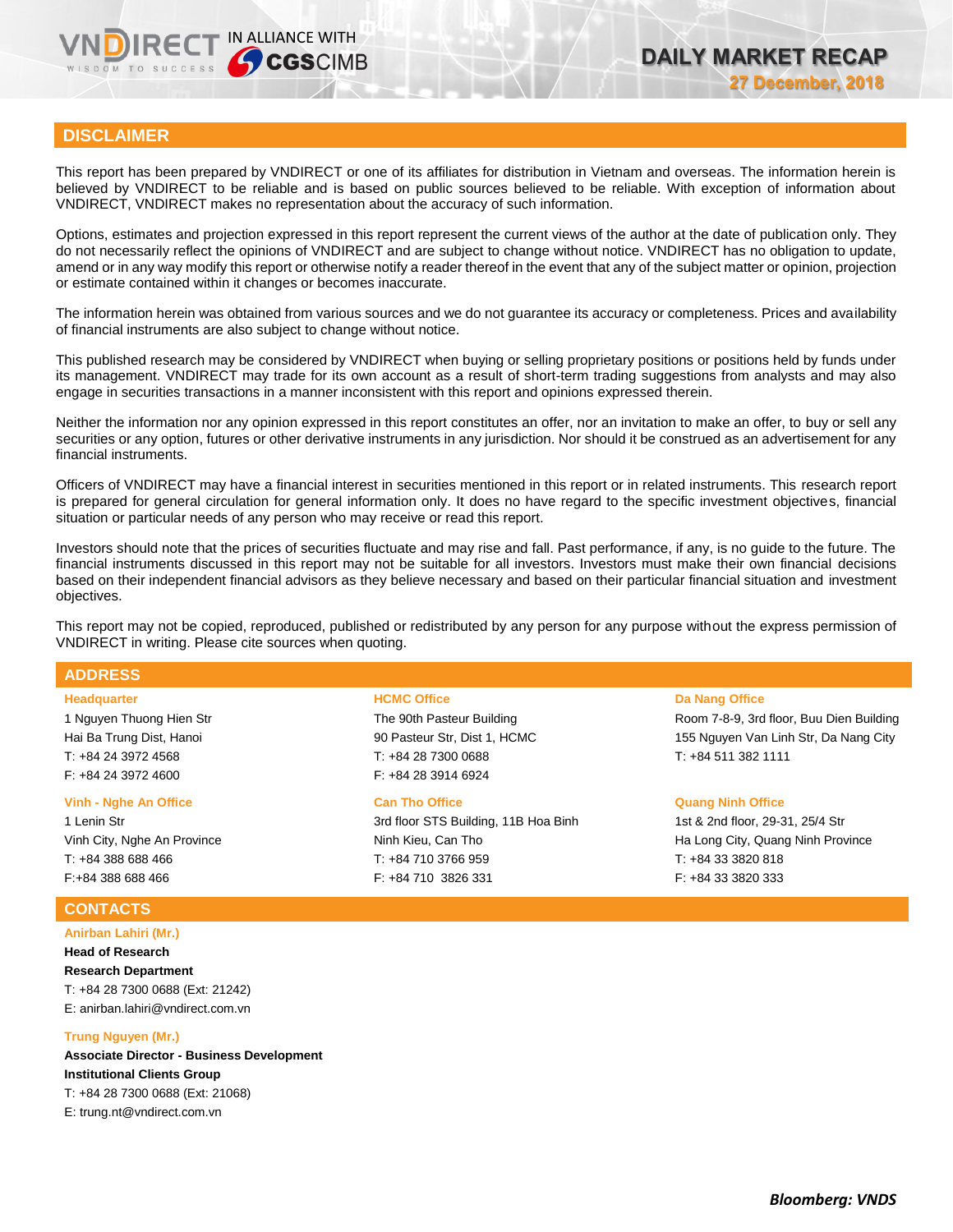## DISCLAIMER

This report has been prepared by VNDIRECT or one of its affiliates for distribution in Vietnam and overseas. The information herein is believed by VNDIRECT to be reliable and is based on public sources believed to be reliable. With exception of information about VNDIRECT, VNDIRECT makes no representation about the accuracy of such information.

Options, estimates and projection expressed in this report represent the current views of the author at the date of publication only. They do not necessarily reflect the opinions of VNDIRECT and are subject to change without notice. VNDIRECT has no obligation to update, amend or in any way modify this report or otherwise notify a reader thereof in the event that any of the subject matter or opinion, projection or estimate contained within it changes or becomes inaccurate.

The information herein was obtained from various sources and we do not guarantee its accuracy or completeness. Prices and availability of financial instruments are also subject to change without notice.

This published research may be considered by VNDIRECT when buying or selling proprietary positions or positions held by funds under its management. VNDIRECT may trade for its own account as a result of short-term trading suggestions from analysts and may also engage in securities transactions in a manner inconsistent with this report and opinions expressed therein.

Neither the information nor any opinion expressed in this report constitutes an offer, nor an invitation to make an offer, to buy or sell any securities or any option, futures or other derivative instruments in any jurisdiction. Nor should it be construed as an advertisement for any financial instruments.

Officers of VNDIRECT may have a financial interest in securities mentioned in this report or in related instruments. This research report is prepared for general circulation for general information only. It does no have regard to the specific investment objectives, financial situation or particular needs of any person who may receive or read this report.

Investors should note that the prices of securities fluctuate and may rise and fall. Past performance, if any, is no guide to the future. The financial instruments discussed in this report may not be suitable for all investors. Investors must make their own financial decisions based on their independent financial advisors as they believe necessary and based on their particular financial situation and investment objectives.

This report may not be copied, reproduced, published or redistributed by any person for any purpose without the express permission of VNDIRECT in writing. Please cite sources when quoting.

## ADDRESS

**Headquarter**
1 Nguyen Thuong Hien Str
Hai Ba Trung Dist, Hanoi
T: +84 24 3972 4568
F: +84 24 3972 4600

**HCMC Office**
The 90th Pasteur Building
90 Pasteur Str, Dist 1, HCMC
T: +84 28 7300 0688
F: +84 28 3914 6924

**Da Nang Office**
Room 7-8-9, 3rd floor, Buu Dien Building
155 Nguyen Van Linh Str, Da Nang City
T: +84 511 382 1111

**Vinh - Nghe An Office**
1 Lenin Str
Vinh City, Nghe An Province
T: +84 388 688 466
F:+84 388 688 466

**Can Tho Office**
3rd floor STS Building, 11B Hoa Binh
Ninh Kieu, Can Tho
T: +84 710 3766 959
F: +84 710 3826 331

**Quang Ninh Office**
1st & 2nd floor, 29-31, 25/4 Str
Ha Long City, Quang Ninh Province
T: +84 33 3820 818
F: +84 33 3820 333

## CONTACTS

**Anirban Lahiri (Mr.)**
**Head of Research**
**Research Department**
T: +84 28 7300 0688 (Ext: 21242)
E: anirban.lahiri@vndirect.com.vn

**Trung Nguyen (Mr.)**
**Associate Director - Business Development**
**Institutional Clients Group**
T: +84 28 7300 0688 (Ext: 21068)
E: trung.nt@vndirect.com.vn